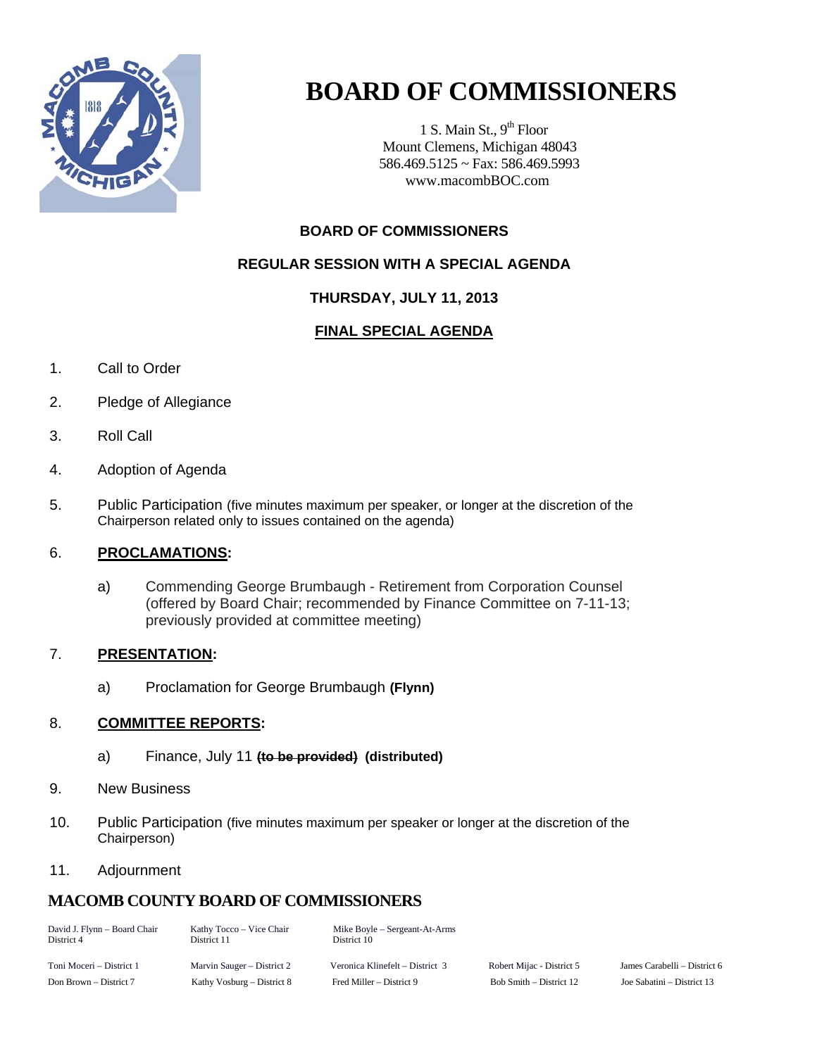# BOARD OF COMMISSIONERS

1 S. Main St., 9th Floor
Mount Clemens, Michigan 48043
586.469.5125 ~ Fax: 586.469.5993
www.macombBOC.com

**BOARD OF COMMISSIONERS**

**REGULAR SESSION WITH A SPECIAL AGENDA**

**THURSDAY, JULY 11, 2013**

**FINAL SPECIAL AGENDA**

1. Call to Order
2. Pledge of Allegiance
3. Roll Call
4. Adoption of Agenda
5. Public Participation (five minutes maximum per speaker, or longer at the discretion of the Chairperson related only to issues contained on the agenda)
6. **PROCLAMATIONS:**
   - a) Commending George Brumbaugh - Retirement from Corporation Counsel (offered by Board Chair; recommended by Finance Committee on 7-11-13; previously provided at committee meeting)
7. **PRESENTATION:**
   - a) Proclamation for George Brumbaugh **(Flynn)**
8. **COMMITTEE REPORTS:**
   - a) Finance, July 11 ~~**(to be provided)**~~ **(distributed)**
9. New Business
10. Public Participation (five minutes maximum per speaker or longer at the discretion of the Chairperson)
11. Adjournment

## MACOMB COUNTY BOARD OF COMMISSIONERS

David J. Flynn – Board Chair, District 4
Kathy Tocco – Vice Chair, District 11
Mike Boyle – Sergeant-At-Arms, District 10

Toni Moceri – District 1
Marvin Sauger – District 2
Veronica Klinefelt – District 3
Robert Mijac - District 5
James Carabelli – District 6
Don Brown – District 7
Kathy Vosburg – District 8
Fred Miller – District 9
Bob Smith – District 12
Joe Sabatini – District 13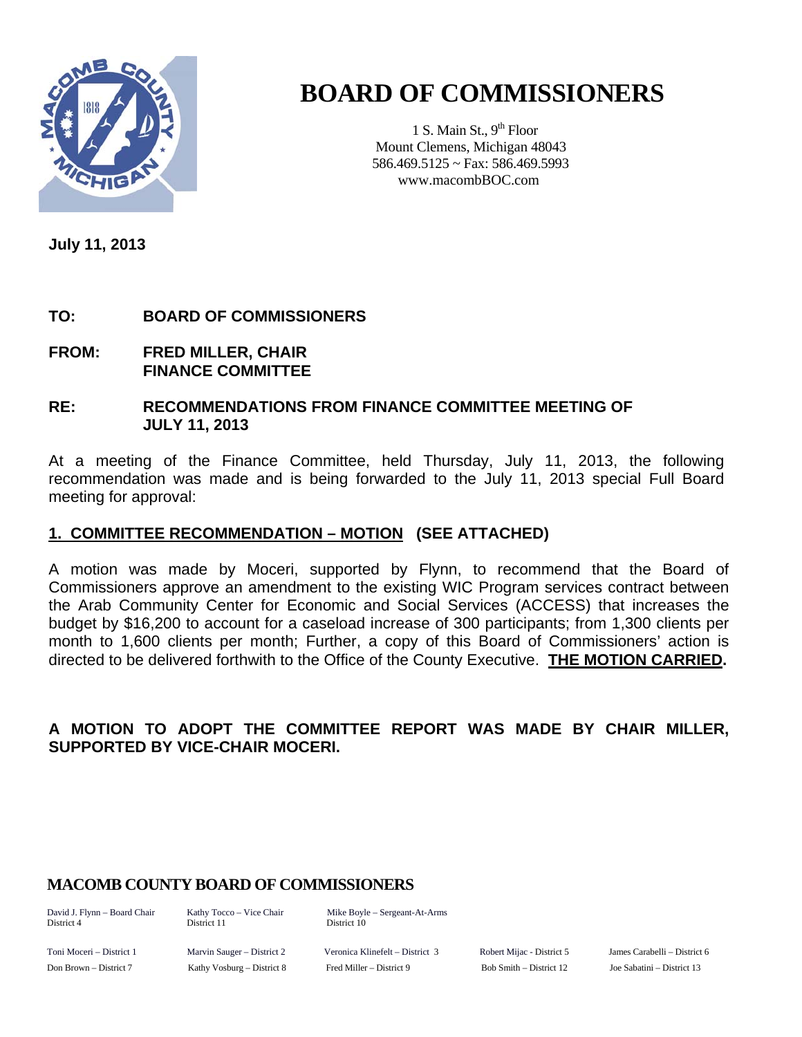# BOARD OF COMMISSIONERS

1 S. Main St., 9th Floor
Mount Clemens, Michigan 48043
586.469.5125 ~ Fax: 586.469.5993
www.macombBOC.com

**July 11, 2013**

**TO: BOARD OF COMMISSIONERS**

**FROM: FRED MILLER, CHAIR
FINANCE COMMITTEE**

**RE: RECOMMENDATIONS FROM FINANCE COMMITTEE MEETING OF JULY 11, 2013**

At a meeting of the Finance Committee, held Thursday, July 11, 2013, the following recommendation was made and is being forwarded to the July 11, 2013 special Full Board meeting for approval:

**1. COMMITTEE RECOMMENDATION – MOTION (SEE ATTACHED)**

A motion was made by Moceri, supported by Flynn, to recommend that the Board of Commissioners approve an amendment to the existing WIC Program services contract between the Arab Community Center for Economic and Social Services (ACCESS) that increases the budget by $16,200 to account for a caseload increase of 300 participants; from 1,300 clients per month to 1,600 clients per month; Further, a copy of this Board of Commissioners' action is directed to be delivered forthwith to the Office of the County Executive. **THE MOTION CARRIED.**

**A MOTION TO ADOPT THE COMMITTEE REPORT WAS MADE BY CHAIR MILLER, SUPPORTED BY VICE-CHAIR MOCERI.**

**MACOMB COUNTY BOARD OF COMMISSIONERS**

| | | | | |
|---|---|---|---|---|
| David J. Flynn – Board Chair District 4 | Kathy Tocco – Vice Chair District 11 | Mike Boyle – Sergeant-At-Arms District 10 | | |
| Toni Moceri – District 1 | Marvin Sauger – District 2 | Veronica Klinefelt – District 3 | Robert Mijac - District 5 | James Carabelli – District 6 |
| Don Brown – District 7 | Kathy Vosburg – District 8 | Fred Miller – District 9 | Bob Smith – District 12 | Joe Sabatini – District 13 |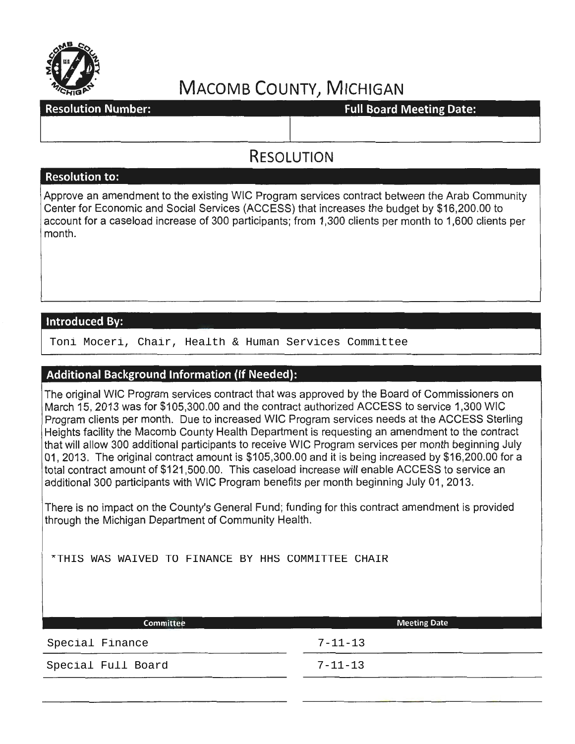# MACOMB COUNTY, MICHIGAN

| Resolution Number: | Full Board Meeting Date: |
| --- | --- |
| | |

## RESOLUTION

### Resolution to:

Approve an amendment to the existing WIC Program services contract between the Arab Community Center for Economic and Social Services (ACCESS) that increases the budget by $16,200.00 to account for a caseload increase of 300 participants; from 1,300 clients per month to 1,600 clients per month.

### Introduced By:

Toni Moceri, Chair, Health & Human Services Committee

### Additional Background Information (If Needed):

The original WIC Program services contract that was approved by the Board of Commissioners on March 15, 2013 was for $105,300.00 and the contract authorized ACCESS to service 1,300 WIC Program clients per month. Due to increased WIC Program services needs at the ACCESS Sterling Heights facility the Macomb County Health Department is requesting an amendment to the contract that will allow 300 additional participants to receive WIC Program services per month beginning July 01, 2013. The original contract amount is $105,300.00 and it is being increased by $16,200.00 for a total contract amount of $121,500.00. This caseload increase will enable ACCESS to service an additional 300 participants with WIC Program benefits per month beginning July 01, 2013.

There is no impact on the County's General Fund; funding for this contract amendment is provided through the Michigan Department of Community Health.

*THIS WAS WAIVED TO FINANCE BY HHS COMMITTEE CHAIR

| Committee | Meeting Date |
| --- | --- |
| Special Finance | 7-11-13 |
| Special Full Board | 7-11-13 |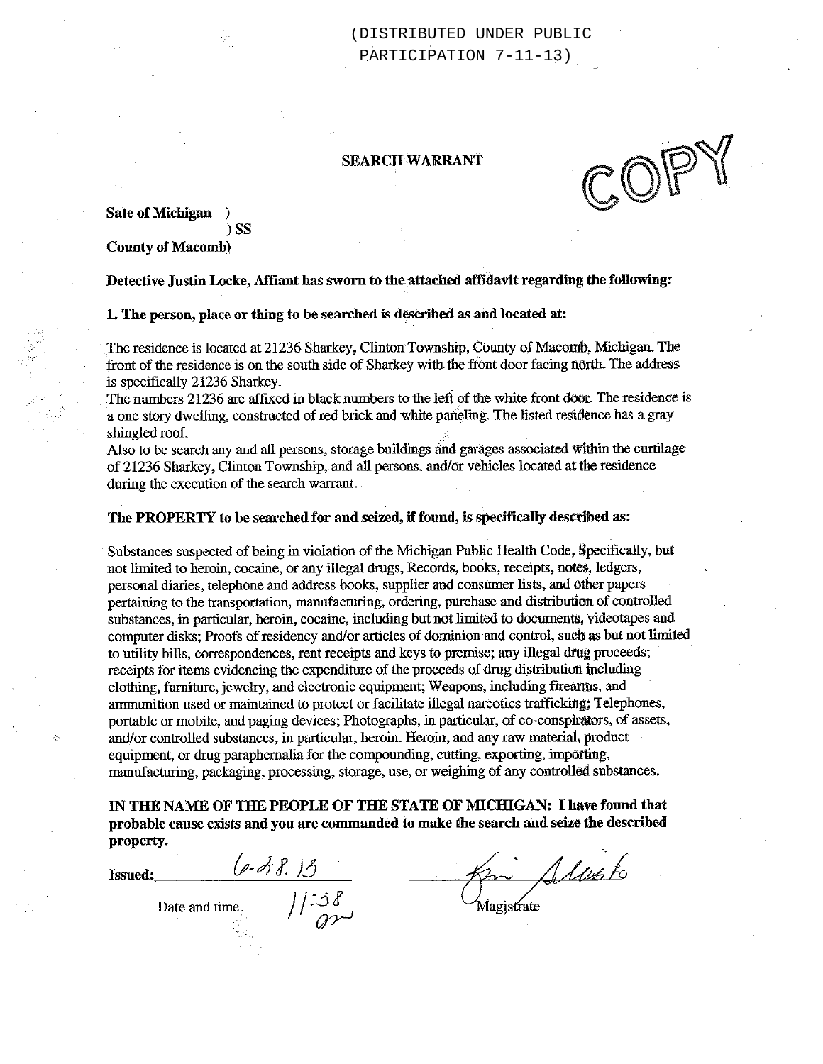(DISTRIBUTED UNDER PUBLIC PARTICIPATION 7-11-13)

COPY

## SEARCH WARRANT

**Sate of Michigan )**
**) SS**
**County of Macomb)**

**Detective Justin Locke, Affiant has sworn to the attached affidavit regarding the following:**

**1. The person, place or thing to be searched is described as and located at:**

The residence is located at 21236 Sharkey, Clinton Township, County of Macomb, Michigan. The front of the residence is on the south side of Sharkey with the front door facing north. The address is specifically 21236 Sharkey.
The numbers 21236 are affixed in black numbers to the left of the white front door. The residence is a one story dwelling, constructed of red brick and white paneling. The listed residence has a gray shingled roof.
Also to be search any and all persons, storage buildings and garages associated within the curtilage of 21236 Sharkey, Clinton Township, and all persons, and/or vehicles located at the residence during the execution of the search warrant.

**The PROPERTY to be searched for and seized, if found, is specifically described as:**

Substances suspected of being in violation of the Michigan Public Health Code, Specifically, but not limited to heroin, cocaine, or any illegal drugs, Records, books, receipts, notes, ledgers, personal diaries, telephone and address books, supplier and consumer lists, and other papers pertaining to the transportation, manufacturing, ordering, purchase and distribution of controlled substances, in particular, heroin, cocaine, including but not limited to documents, videotapes and computer disks; Proofs of residency and/or articles of dominion and control, such as but not limited to utility bills, correspondences, rent receipts and keys to premise; any illegal drug proceeds; receipts for items evidencing the expenditure of the proceeds of drug distribution including clothing, furniture, jewelry, and electronic equipment; Weapons, including firearms, and ammunition used or maintained to protect or facilitate illegal narcotics trafficking; Telephones, portable or mobile, and paging devices; Photographs, in particular, of co-conspirators, of assets, and/or controlled substances, in particular, heroin. Heroin, and any raw material, product equipment, or drug paraphernalia for the compounding, cutting, exporting, importing, manufacturing, packaging, processing, storage, use, or weighing of any controlled substances.

**IN THE NAME OF THE PEOPLE OF THE STATE OF MICHIGAN: I have found that probable cause exists and you are commanded to make the search and seize the described property.**

**Issued:** 6-28-13 11:38 am

Date and time

Magistrate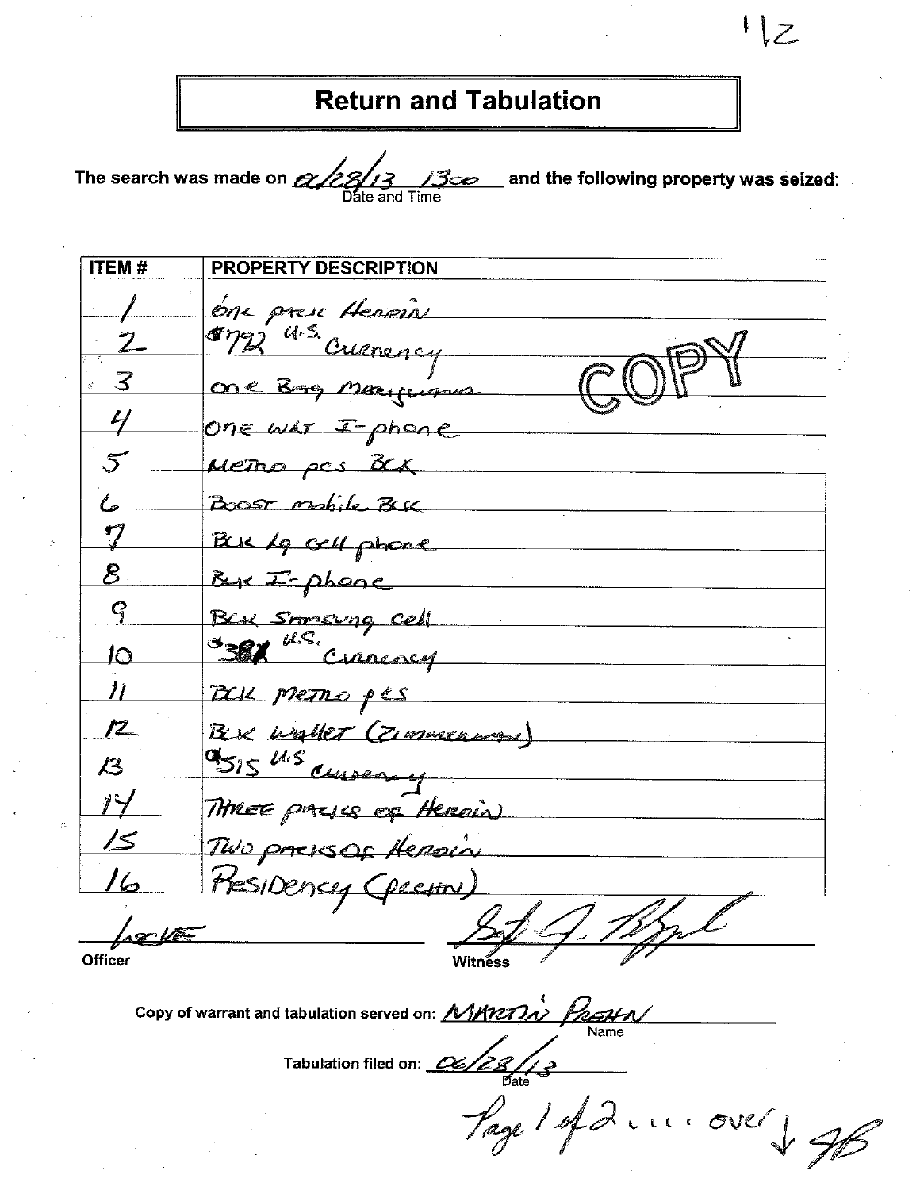112

# Return and Tabulation

The search was made on 02/28/13 1300 and the following property was seized:
Date and Time

COPY

| ITEM # | PROPERTY DESCRIPTION |
|---|---|
| 1 | one pack Heroin |
| 2 | $792 U.S. Currency |
| 3 | one Bag Marijuana |
| 4 | one wht I-phone |
| 5 | Metro pcs Blk |
| 6 | Boost mobile Blk |
| 7 | Blk Lg cell phone |
| 8 | Blk I-phone |
| 9 | Blk Samsung cell |
| 10 | $38 U.S. Currency |
| 11 | Blk Metro pcs |
| 12 | Blk wallet (Zimmerman) |
| 13 | $515 U.S Currency |
| 14 | Three packs of Heroin |
| 15 | Two packs of Heroin |
| 16 | Residency (Prehn) |

Locke
Officer

Sgt. J. [signature]
Witness

Copy of warrant and tabulation served on: MARTIN PREHN
Name

Tabulation filed on: 02/28/13
Date

Page 1 of 2 .... over ↓ JB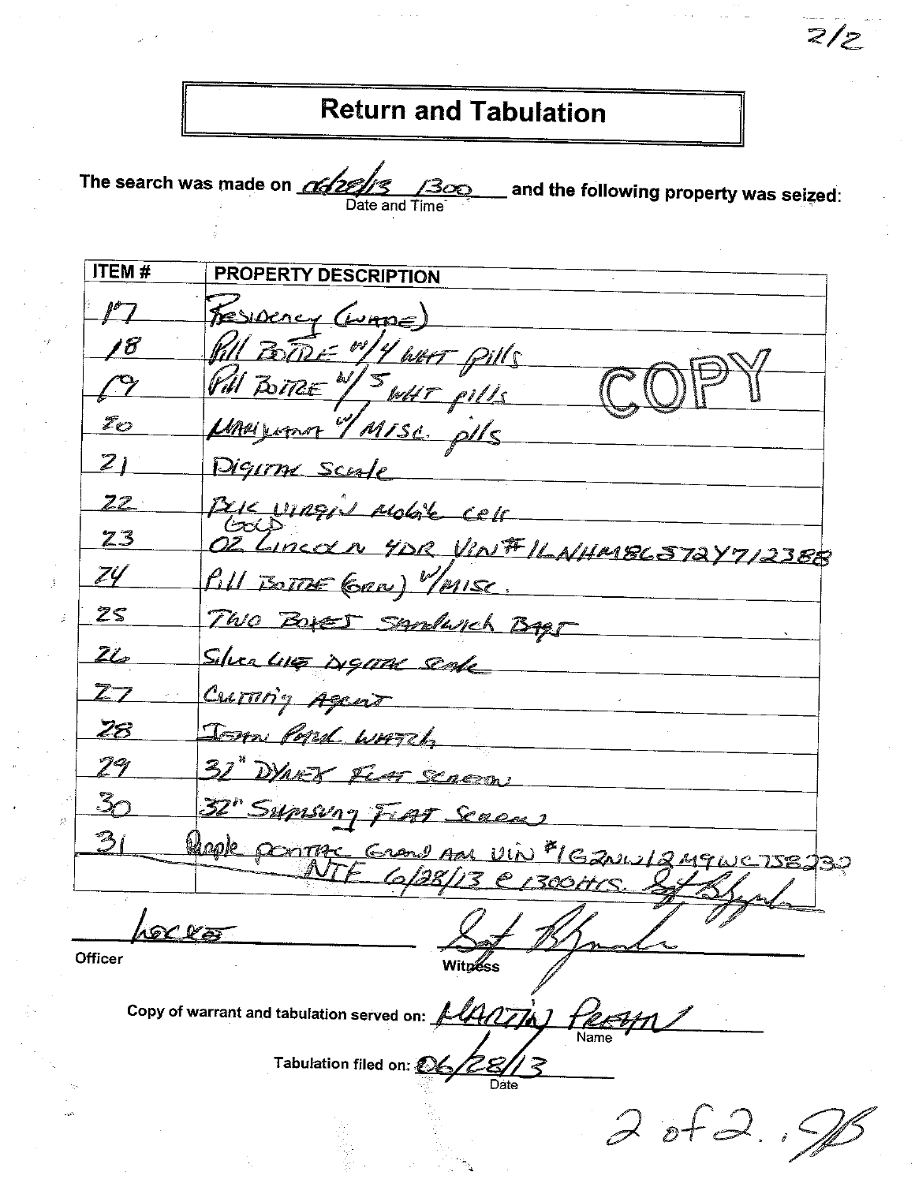# Return and Tabulation

The search was made on 06/28/13 1300 (Date and Time) and the following property was seized:

| ITEM # | PROPERTY DESCRIPTION |
|---|---|
| 17 | Residency (WADE) |
| 18 | Pill Bottle w/4 WHT pills |
| 19 | Pill Bottle w/5 WHT pills |
| 20 | Marijuana w/ Misc. pills |
| 21 | Digital Scale |
| 22 | BLK Virgin Mobile Cell |
| 23 | GOLD 02 Lincoln 4DR VIN# 1LNHM86S72Y712388 |
| 24 | Pill Bottle (GRN) w/Misc. |
| 25 | Two Boxes Sandwich Bags |
| 26 | Silver Like Digital Scale |
| 27 | Cutting Agent |
| 28 | John Pond Watch |
| 29 | 32" Dynex Flat Screen |
| 30 | 32" Samsung Flat Screen |
| 31 | Purple Pontiac Grand Am VIN #1G2NW12M9WC758230 |
| | NTF 6/28/13 @ 1300 HRS. |

COPY

Officer: [signature]

Witness: [signature]

Copy of warrant and tabulation served on: MARTIN PREAM (Name)

Tabulation filed on: 06/28/13 (Date)